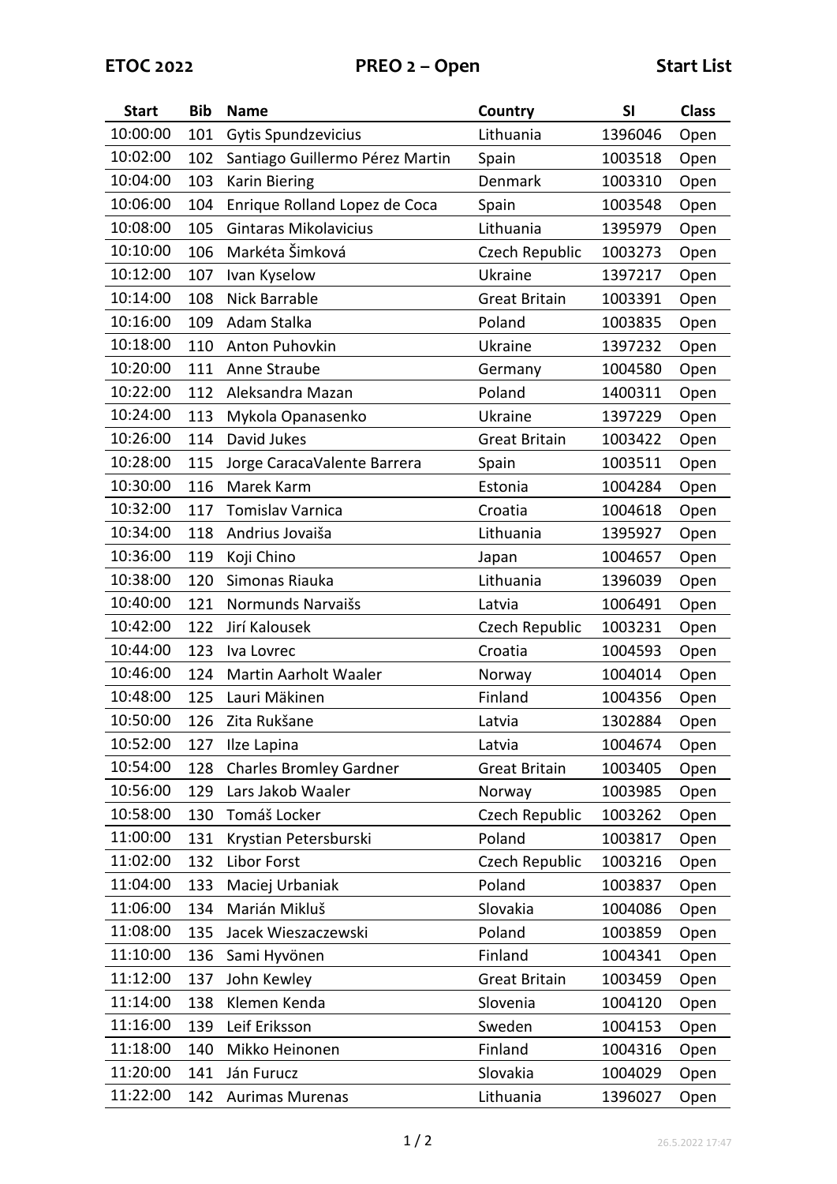**ETOC 2022** **PREO 2 – Open** **Start List**

| Start | Bib | Name | Country | SI | Class |
|---|---|---|---|---|---|
| 10:00:00 | 101 | Gytis Spundzevicius | Lithuania | 1396046 | Open |
| 10:02:00 | 102 | Santiago Guillermo Pérez Martin | Spain | 1003518 | Open |
| 10:04:00 | 103 | Karin Biering | Denmark | 1003310 | Open |
| 10:06:00 | 104 | Enrique Rolland Lopez de Coca | Spain | 1003548 | Open |
| 10:08:00 | 105 | Gintaras Mikolavicius | Lithuania | 1395979 | Open |
| 10:10:00 | 106 | Markéta Šimková | Czech Republic | 1003273 | Open |
| 10:12:00 | 107 | Ivan Kyselow | Ukraine | 1397217 | Open |
| 10:14:00 | 108 | Nick Barrable | Great Britain | 1003391 | Open |
| 10:16:00 | 109 | Adam Stalka | Poland | 1003835 | Open |
| 10:18:00 | 110 | Anton Puhovkin | Ukraine | 1397232 | Open |
| 10:20:00 | 111 | Anne Straube | Germany | 1004580 | Open |
| 10:22:00 | 112 | Aleksandra Mazan | Poland | 1400311 | Open |
| 10:24:00 | 113 | Mykola Opanasenko | Ukraine | 1397229 | Open |
| 10:26:00 | 114 | David Jukes | Great Britain | 1003422 | Open |
| 10:28:00 | 115 | Jorge CaracaValente Barrera | Spain | 1003511 | Open |
| 10:30:00 | 116 | Marek Karm | Estonia | 1004284 | Open |
| 10:32:00 | 117 | Tomislav Varnica | Croatia | 1004618 | Open |
| 10:34:00 | 118 | Andrius Jovaiša | Lithuania | 1395927 | Open |
| 10:36:00 | 119 | Koji Chino | Japan | 1004657 | Open |
| 10:38:00 | 120 | Simonas Riauka | Lithuania | 1396039 | Open |
| 10:40:00 | 121 | Normunds Narvaišs | Latvia | 1006491 | Open |
| 10:42:00 | 122 | Jirí Kalousek | Czech Republic | 1003231 | Open |
| 10:44:00 | 123 | Iva Lovrec | Croatia | 1004593 | Open |
| 10:46:00 | 124 | Martin Aarholt Waaler | Norway | 1004014 | Open |
| 10:48:00 | 125 | Lauri Mäkinen | Finland | 1004356 | Open |
| 10:50:00 | 126 | Zita Rukšane | Latvia | 1302884 | Open |
| 10:52:00 | 127 | Ilze Lapina | Latvia | 1004674 | Open |
| 10:54:00 | 128 | Charles Bromley Gardner | Great Britain | 1003405 | Open |
| 10:56:00 | 129 | Lars Jakob Waaler | Norway | 1003985 | Open |
| 10:58:00 | 130 | Tomáš Locker | Czech Republic | 1003262 | Open |
| 11:00:00 | 131 | Krystian Petersburski | Poland | 1003817 | Open |
| 11:02:00 | 132 | Libor Forst | Czech Republic | 1003216 | Open |
| 11:04:00 | 133 | Maciej Urbaniak | Poland | 1003837 | Open |
| 11:06:00 | 134 | Marián Mikluš | Slovakia | 1004086 | Open |
| 11:08:00 | 135 | Jacek Wieszaczewski | Poland | 1003859 | Open |
| 11:10:00 | 136 | Sami Hyvönen | Finland | 1004341 | Open |
| 11:12:00 | 137 | John Kewley | Great Britain | 1003459 | Open |
| 11:14:00 | 138 | Klemen Kenda | Slovenia | 1004120 | Open |
| 11:16:00 | 139 | Leif Eriksson | Sweden | 1004153 | Open |
| 11:18:00 | 140 | Mikko Heinonen | Finland | 1004316 | Open |
| 11:20:00 | 141 | Ján Furucz | Slovakia | 1004029 | Open |
| 11:22:00 | 142 | Aurimas Murenas | Lithuania | 1396027 | Open |

26.5.2022 17:47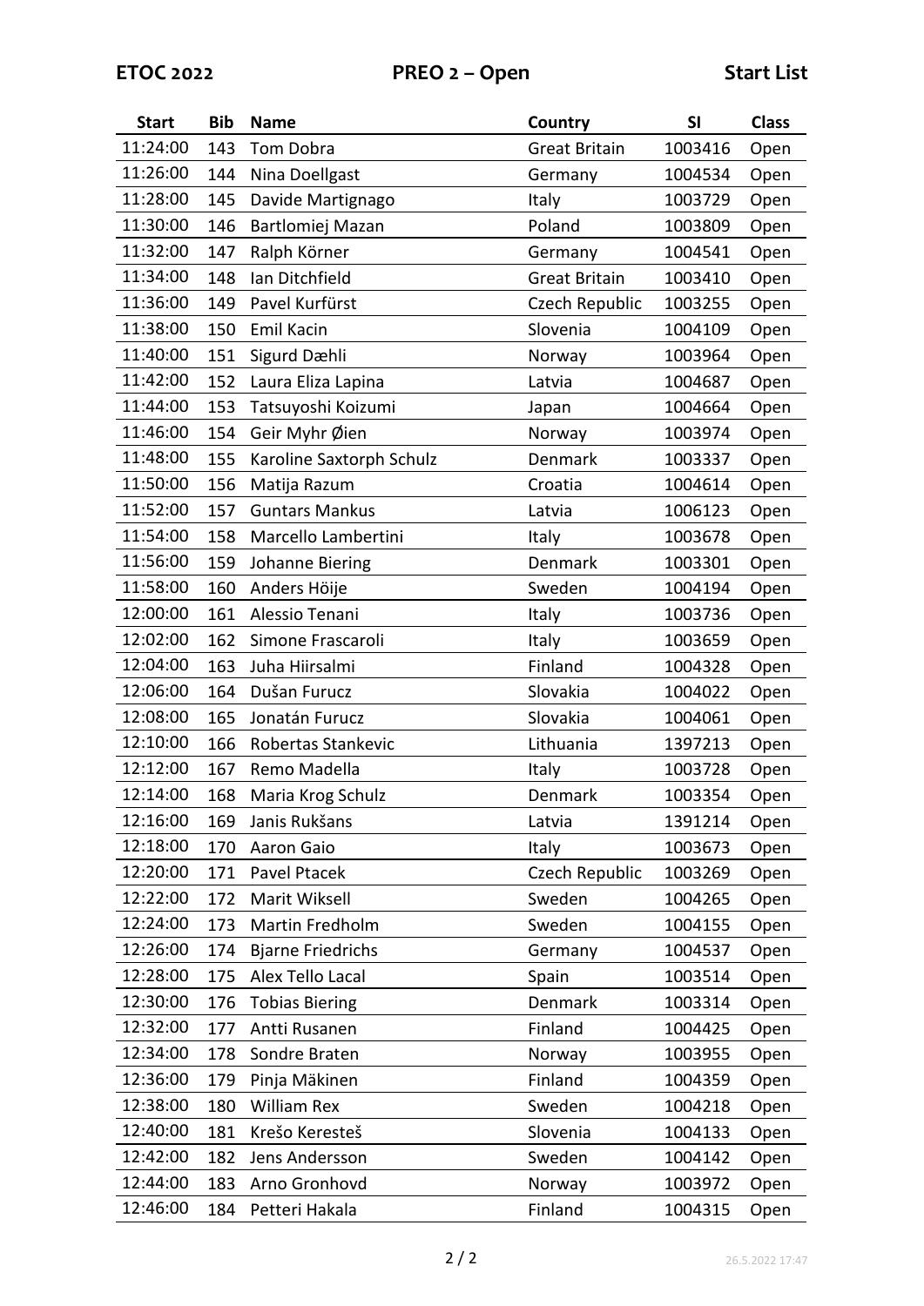**ETOC 2022** **PREO 2 – Open** **Start List**

| Start | Bib | Name | Country | SI | Class |
|---|---|---|---|---|---|
| 11:24:00 | 143 | Tom Dobra | Great Britain | 1003416 | Open |
| 11:26:00 | 144 | Nina Doellgast | Germany | 1004534 | Open |
| 11:28:00 | 145 | Davide Martignago | Italy | 1003729 | Open |
| 11:30:00 | 146 | Bartlomiej Mazan | Poland | 1003809 | Open |
| 11:32:00 | 147 | Ralph Körner | Germany | 1004541 | Open |
| 11:34:00 | 148 | Ian Ditchfield | Great Britain | 1003410 | Open |
| 11:36:00 | 149 | Pavel Kurfürst | Czech Republic | 1003255 | Open |
| 11:38:00 | 150 | Emil Kacin | Slovenia | 1004109 | Open |
| 11:40:00 | 151 | Sigurd Dæhli | Norway | 1003964 | Open |
| 11:42:00 | 152 | Laura Eliza Lapina | Latvia | 1004687 | Open |
| 11:44:00 | 153 | Tatsuyoshi Koizumi | Japan | 1004664 | Open |
| 11:46:00 | 154 | Geir Myhr Øien | Norway | 1003974 | Open |
| 11:48:00 | 155 | Karoline Saxtorph Schulz | Denmark | 1003337 | Open |
| 11:50:00 | 156 | Matija Razum | Croatia | 1004614 | Open |
| 11:52:00 | 157 | Guntars Mankus | Latvia | 1006123 | Open |
| 11:54:00 | 158 | Marcello Lambertini | Italy | 1003678 | Open |
| 11:56:00 | 159 | Johanne Biering | Denmark | 1003301 | Open |
| 11:58:00 | 160 | Anders Höije | Sweden | 1004194 | Open |
| 12:00:00 | 161 | Alessio Tenani | Italy | 1003736 | Open |
| 12:02:00 | 162 | Simone Frascaroli | Italy | 1003659 | Open |
| 12:04:00 | 163 | Juha Hiirsalmi | Finland | 1004328 | Open |
| 12:06:00 | 164 | Dušan Furucz | Slovakia | 1004022 | Open |
| 12:08:00 | 165 | Jonatán Furucz | Slovakia | 1004061 | Open |
| 12:10:00 | 166 | Robertas Stankevic | Lithuania | 1397213 | Open |
| 12:12:00 | 167 | Remo Madella | Italy | 1003728 | Open |
| 12:14:00 | 168 | Maria Krog Schulz | Denmark | 1003354 | Open |
| 12:16:00 | 169 | Janis Rukšans | Latvia | 1391214 | Open |
| 12:18:00 | 170 | Aaron Gaio | Italy | 1003673 | Open |
| 12:20:00 | 171 | Pavel Ptacek | Czech Republic | 1003269 | Open |
| 12:22:00 | 172 | Marit Wiksell | Sweden | 1004265 | Open |
| 12:24:00 | 173 | Martin Fredholm | Sweden | 1004155 | Open |
| 12:26:00 | 174 | Bjarne Friedrichs | Germany | 1004537 | Open |
| 12:28:00 | 175 | Alex Tello Lacal | Spain | 1003514 | Open |
| 12:30:00 | 176 | Tobias Biering | Denmark | 1003314 | Open |
| 12:32:00 | 177 | Antti Rusanen | Finland | 1004425 | Open |
| 12:34:00 | 178 | Sondre Braten | Norway | 1003955 | Open |
| 12:36:00 | 179 | Pinja Mäkinen | Finland | 1004359 | Open |
| 12:38:00 | 180 | William Rex | Sweden | 1004218 | Open |
| 12:40:00 | 181 | Krešo Keresteš | Slovenia | 1004133 | Open |
| 12:42:00 | 182 | Jens Andersson | Sweden | 1004142 | Open |
| 12:44:00 | 183 | Arno Gronhovd | Norway | 1003972 | Open |
| 12:46:00 | 184 | Petteri Hakala | Finland | 1004315 | Open |

26.5.2022 17:47